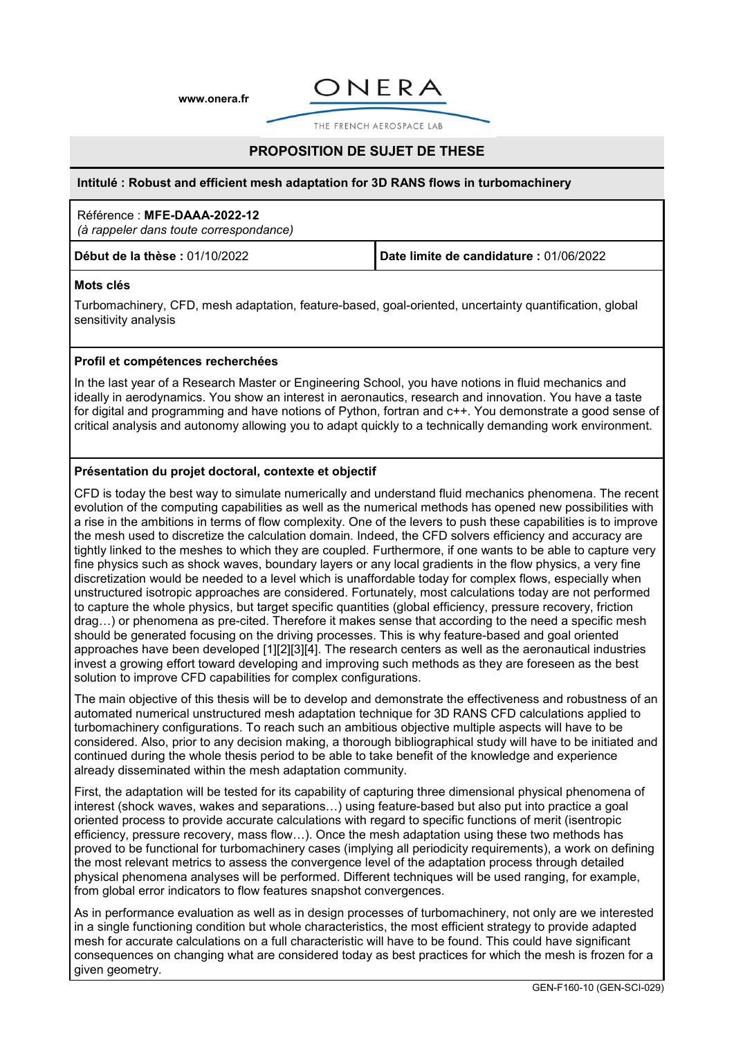www.onera.fr

ONERA

THE FRENCH AEROSPACE LAB

# PROPOSITION DE SUJET DE THESE

**Intitulé : Robust and efficient mesh adaptation for 3D RANS flows in turbomachinery**

Référence : **MFE-DAAA-2022-12**
*(à rappeler dans toute correspondance)*

| **Début de la thèse :** 01/10/2022 | **Date limite de candidature :** 01/06/2022 |
|---|---|

**Mots clés**

Turbomachinery, CFD, mesh adaptation, feature-based, goal-oriented, uncertainty quantification, global sensitivity analysis

**Profil et compétences recherchées**

In the last year of a Research Master or Engineering School, you have notions in fluid mechanics and ideally in aerodynamics. You show an interest in aeronautics, research and innovation. You have a taste for digital and programming and have notions of Python, fortran and c++. You demonstrate a good sense of critical analysis and autonomy allowing you to adapt quickly to a technically demanding work environment.

**Présentation du projet doctoral, contexte et objectif**

CFD is today the best way to simulate numerically and understand fluid mechanics phenomena. The recent evolution of the computing capabilities as well as the numerical methods has opened new possibilities with a rise in the ambitions in terms of flow complexity. One of the levers to push these capabilities is to improve the mesh used to discretize the calculation domain. Indeed, the CFD solvers efficiency and accuracy are tightly linked to the meshes to which they are coupled. Furthermore, if one wants to be able to capture very fine physics such as shock waves, boundary layers or any local gradients in the flow physics, a very fine discretization would be needed to a level which is unaffordable today for complex flows, especially when unstructured isotropic approaches are considered. Fortunately, most calculations today are not performed to capture the whole physics, but target specific quantities (global efficiency, pressure recovery, friction drag…) or phenomena as pre-cited. Therefore it makes sense that according to the need a specific mesh should be generated focusing on the driving processes. This is why feature-based and goal oriented approaches have been developed [1][2][3][4]. The research centers as well as the aeronautical industries invest a growing effort toward developing and improving such methods as they are foreseen as the best solution to improve CFD capabilities for complex configurations.

The main objective of this thesis will be to develop and demonstrate the effectiveness and robustness of an automated numerical unstructured mesh adaptation technique for 3D RANS CFD calculations applied to turbomachinery configurations. To reach such an ambitious objective multiple aspects will have to be considered. Also, prior to any decision making, a thorough bibliographical study will have to be initiated and continued during the whole thesis period to be able to take benefit of the knowledge and experience already disseminated within the mesh adaptation community.

First, the adaptation will be tested for its capability of capturing three dimensional physical phenomena of interest (shock waves, wakes and separations…) using feature-based but also put into practice a goal oriented process to provide accurate calculations with regard to specific functions of merit (isentropic efficiency, pressure recovery, mass flow…). Once the mesh adaptation using these two methods has proved to be functional for turbomachinery cases (implying all periodicity requirements), a work on defining the most relevant metrics to assess the convergence level of the adaptation process through detailed physical phenomena analyses will be performed. Different techniques will be used ranging, for example, from global error indicators to flow features snapshot convergences.

As in performance evaluation as well as in design processes of turbomachinery, not only are we interested in a single functioning condition but whole characteristics, the most efficient strategy to provide adapted mesh for accurate calculations on a full characteristic will have to be found. This could have significant consequences on changing what are considered today as best practices for which the mesh is frozen for a given geometry.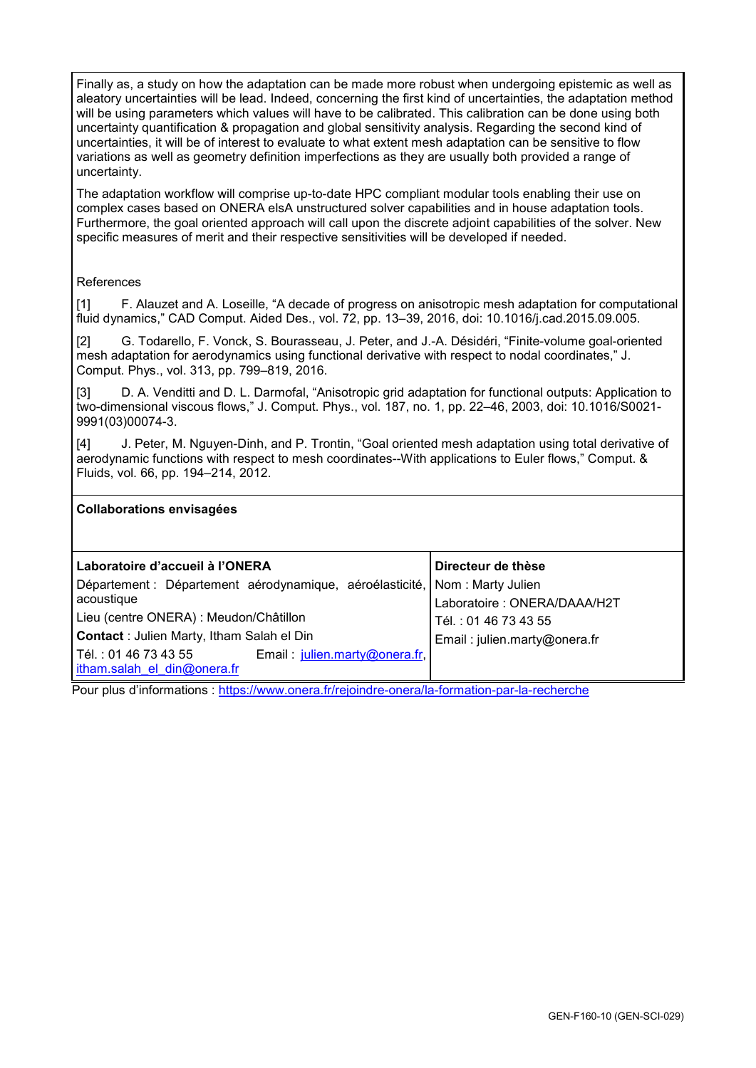Finally as, a study on how the adaptation can be made more robust when undergoing epistemic as well as aleatory uncertainties will be lead. Indeed, concerning the first kind of uncertainties, the adaptation method will be using parameters which values will have to be calibrated. This calibration can be done using both uncertainty quantification & propagation and global sensitivity analysis. Regarding the second kind of uncertainties, it will be of interest to evaluate to what extent mesh adaptation can be sensitive to flow variations as well as geometry definition imperfections as they are usually both provided a range of uncertainty.

The adaptation workflow will comprise up-to-date HPC compliant modular tools enabling their use on complex cases based on ONERA elsA unstructured solver capabilities and in house adaptation tools. Furthermore, the goal oriented approach will call upon the discrete adjoint capabilities of the solver. New specific measures of merit and their respective sensitivities will be developed if needed.

References

[1] F. Alauzet and A. Loseille, "A decade of progress on anisotropic mesh adaptation for computational fluid dynamics," CAD Comput. Aided Des., vol. 72, pp. 13–39, 2016, doi: 10.1016/j.cad.2015.09.005.

[2] G. Todarello, F. Vonck, S. Bourasseau, J. Peter, and J.-A. Désidéri, "Finite-volume goal-oriented mesh adaptation for aerodynamics using functional derivative with respect to nodal coordinates," J. Comput. Phys., vol. 313, pp. 799–819, 2016.

[3] D. A. Venditti and D. L. Darmofal, "Anisotropic grid adaptation for functional outputs: Application to two-dimensional viscous flows," J. Comput. Phys., vol. 187, no. 1, pp. 22–46, 2003, doi: 10.1016/S0021-9991(03)00074-3.

[4] J. Peter, M. Nguyen-Dinh, and P. Trontin, "Goal oriented mesh adaptation using total derivative of aerodynamic functions with respect to mesh coordinates--With applications to Euler flows," Comput. & Fluids, vol. 66, pp. 194–214, 2012.

**Collaborations envisagées**

| **Laboratoire d'accueil à l'ONERA** | **Directeur de thèse** |
| --- | --- |
| Département : Département aérodynamique, aéroélasticité, acoustique<br>Lieu (centre ONERA) : Meudon/Châtillon<br>**Contact** : Julien Marty, Itham Salah el Din<br>Tél. : 01 46 73 43 55 Email : julien.marty@onera.fr, itham.salah_el_din@onera.fr | Nom : Marty Julien<br>Laboratoire : ONERA/DAAA/H2T<br>Tél. : 01 46 73 43 55<br>Email : julien.marty@onera.fr |

Pour plus d'informations : https://www.onera.fr/rejoindre-onera/la-formation-par-la-recherche